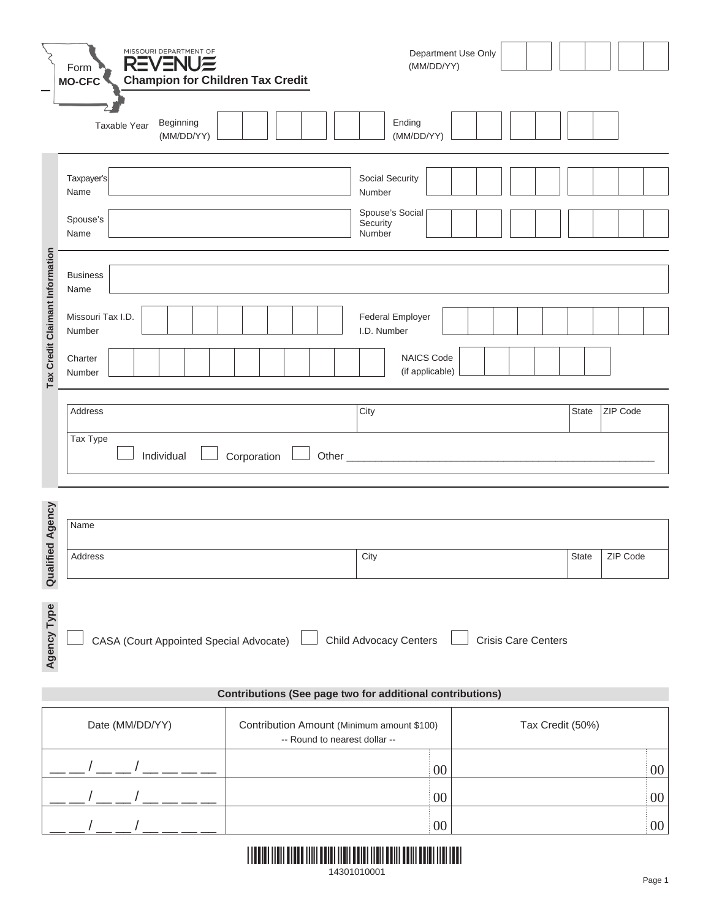Form **MO-CFC**

MISSOURI DEPARTMENT OF REVENUE

## Champion for Children Tax Credit

Department Use Only (MM/DD/YY)

Taxable Year Beginning (MM/DD/YY) Ending (MM/DD/YY)

### Tax Credit Claimant Information

| | | | |
|---|---|---|---|
| Taxpayer's Name | | Social Security Number | |
| Spouse's Name | | Spouse's Social Security Number | |

| | | | |
|---|---|---|---|
| Business Name | | | |
| Missouri Tax I.D. Number | | Federal Employer I.D. Number | |
| Charter Number | | NAICS Code (if applicable) | |

| Address | City | State | ZIP Code |
|---|---|---|---|
| | | | |

Tax Type

☐ Individual ☐ Corporation ☐ Other ______________________________

### Qualified Agency

| Name | | | |
|---|---|---|---|
| **Address** | **City** | **State** | **ZIP Code** |
| | | | |

### Agency Type

☐ CASA (Court Appointed Special Advocate) ☐ Child Advocacy Centers ☐ Crisis Care Centers

### Contributions (See page two for additional contributions)

| Date (MM/DD/YY) | Contribution Amount (Minimum amount $100) -- Round to nearest dollar -- | Tax Credit (50%) |
|---|---|---|
| __ __ / __ __ / __ __ __ __ | 00 | 00 |
| __ __ / __ __ / __ __ __ __ | 00 | 00 |
| __ __ / __ __ / __ __ __ __ | 00 | 00 |

14301010001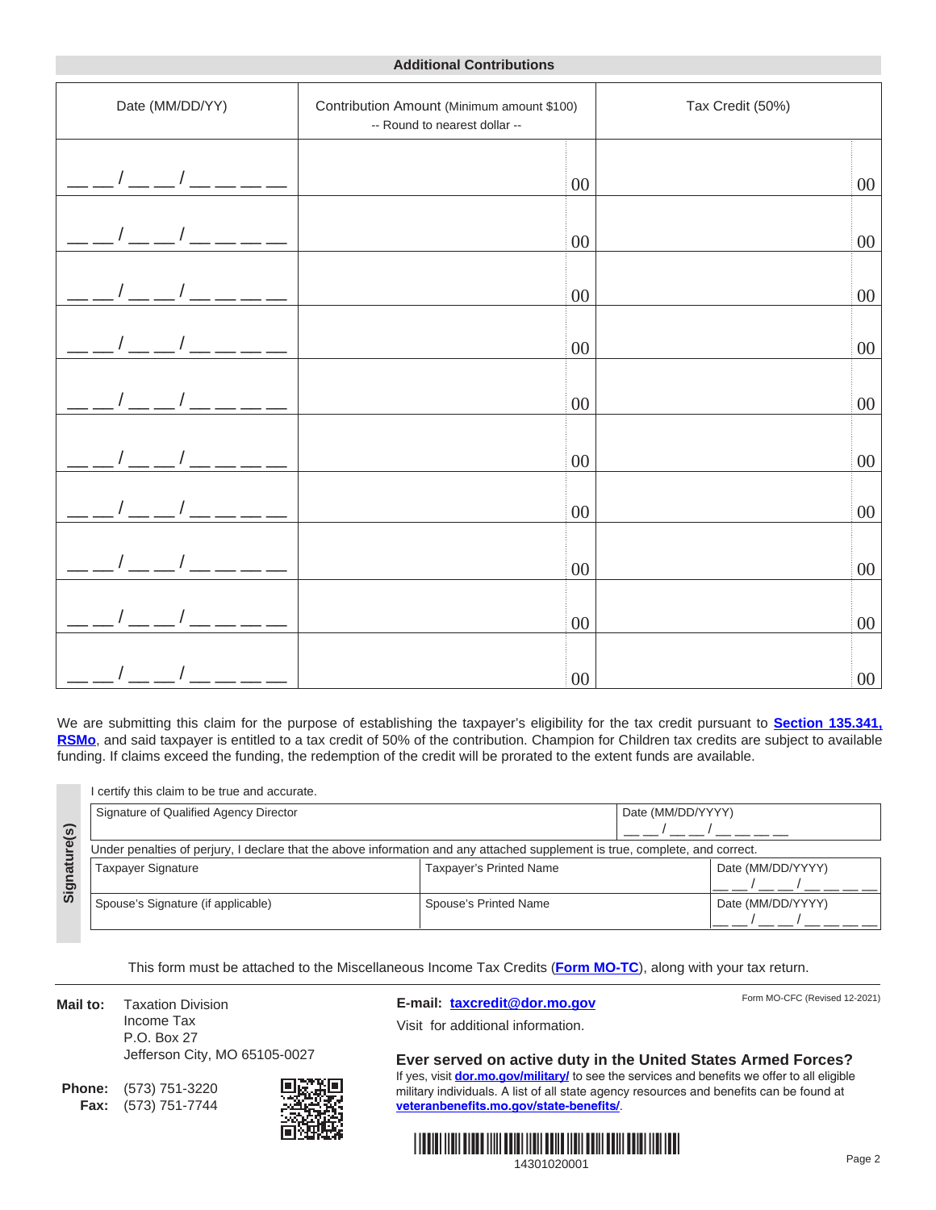## Additional Contributions

| Date (MM/DD/YY) | Contribution Amount (Minimum amount $100) -- Round to nearest dollar -- | Tax Credit (50%) |
|---|---|---|
| __ __ / __ __ / __ __ __ __ | 00 | 00 |
| __ __ / __ __ / __ __ __ __ | 00 | 00 |
| __ __ / __ __ / __ __ __ __ | 00 | 00 |
| __ __ / __ __ / __ __ __ __ | 00 | 00 |
| __ __ / __ __ / __ __ __ __ | 00 | 00 |
| __ __ / __ __ / __ __ __ __ | 00 | 00 |
| __ __ / __ __ / __ __ __ __ | 00 | 00 |
| __ __ / __ __ / __ __ __ __ | 00 | 00 |
| __ __ / __ __ / __ __ __ __ | 00 | 00 |
| __ __ / __ __ / __ __ __ __ | 00 | 00 |

We are submitting this claim for the purpose of establishing the taxpayer's eligibility for the tax credit pursuant to **Section 135.341, RSMo**, and said taxpayer is entitled to a tax credit of 50% of the contribution. Champion for Children tax credits are subject to available funding. If claims exceed the funding, the redemption of the credit will be prorated to the extent funds are available.

**Signature(s)**

I certify this claim to be true and accurate.

| Signature of Qualified Agency Director | Date (MM/DD/YYYY) __ __ / __ __ / __ __ __ __ |
|---|---|

Under penalties of perjury, I declare that the above information and any attached supplement is true, complete, and correct.

| Taxpayer Signature | Taxpayer's Printed Name | Date (MM/DD/YYYY) __ __ / __ __ / __ __ __ __ |
|---|---|---|
| Spouse's Signature (if applicable) | Spouse's Printed Name | Date (MM/DD/YYYY) __ __ / __ __ / __ __ __ __ |

This form must be attached to the Miscellaneous Income Tax Credits (**Form MO-TC**), along with your tax return.

**Mail to:** Taxation Division
Income Tax
P.O. Box 27
Jefferson City, MO 65105-0027

**Phone:** (573) 751-3220
**Fax:** (573) 751-7744

**E-mail: taxcredit@dor.mo.gov**

Visit for additional information.

Form MO-CFC (Revised 12-2021)

**Ever served on active duty in the United States Armed Forces?**

If yes, visit **dor.mo.gov/military/** to see the services and benefits we offer to all eligible military individuals. A list of all state agency resources and benefits can be found at **veteranbenefits.mo.gov/state-benefits/**.

14301020001